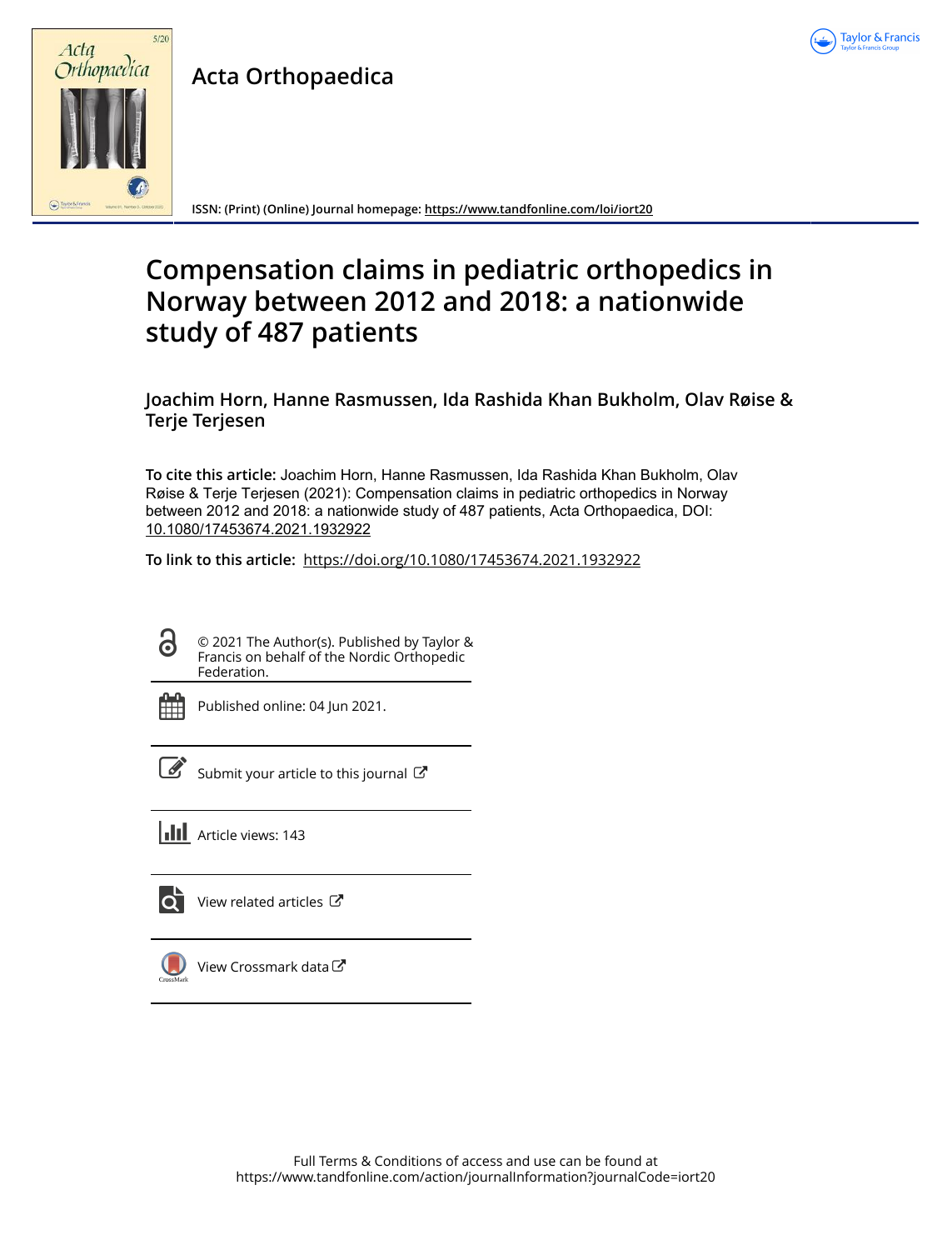Acta Orthopaedica

ISSN: (Print) (Online) Journal homepage: https://www.tandfonline.com/loi/iort20

# Compensation claims in pediatric orthopedics in Norway between 2012 and 2018: a nationwide study of 487 patients

**Joachim Horn, Hanne Rasmussen, Ida Rashida Khan Bukholm, Olav Røise & Terje Terjesen**

**To cite this article:** Joachim Horn, Hanne Rasmussen, Ida Rashida Khan Bukholm, Olav Røise & Terje Terjesen (2021): Compensation claims in pediatric orthopedics in Norway between 2012 and 2018: a nationwide study of 487 patients, Acta Orthopaedica, DOI: 10.1080/17453674.2021.1932922

**To link to this article:** https://doi.org/10.1080/17453674.2021.1932922

© 2021 The Author(s). Published by Taylor & Francis on behalf of the Nordic Orthopedic Federation.

Published online: 04 Jun 2021.

Submit your article to this journal

Article views: 143

View related articles

View Crossmark data

Full Terms & Conditions of access and use can be found at https://www.tandfonline.com/action/journalInformation?journalCode=iort20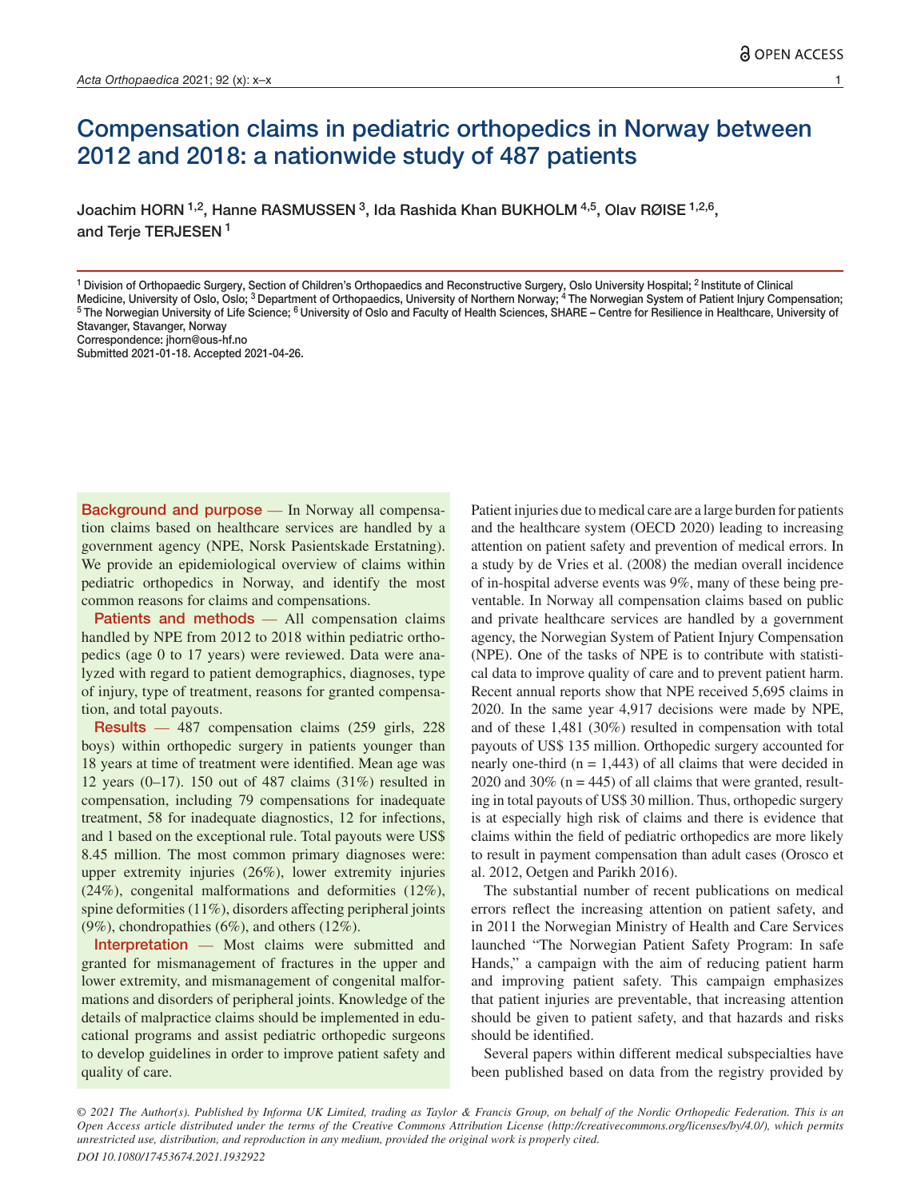# Compensation claims in pediatric orthopedics in Norway between 2012 and 2018: a nationwide study of 487 patients

Joachim HORN [1,2], Hanne RASMUSSEN [3], Ida Rashida Khan BUKHOLM [4,5], Olav RØISE [1,2,6], and Terje TERJESEN [1]

[1] Division of Orthopaedic Surgery, Section of Children's Orthopaedics and Reconstructive Surgery, Oslo University Hospital; [2] Institute of Clinical Medicine, University of Oslo, Oslo; [3] Department of Orthopaedics, University of Northern Norway; [4] The Norwegian System of Patient Injury Compensation; [5] The Norwegian University of Life Science; [6] University of Oslo and Faculty of Health Sciences, SHARE – Centre for Resilience in Healthcare, University of Stavanger, Stavanger, Norway
Correspondence: jhorn@ous-hf.no
Submitted 2021-01-18. Accepted 2021-04-26.

**Background and purpose** — In Norway all compensation claims based on healthcare services are handled by a government agency (NPE, Norsk Pasientskade Erstatning). We provide an epidemiological overview of claims within pediatric orthopedics in Norway, and identify the most common reasons for claims and compensations.

**Patients and methods** — All compensation claims handled by NPE from 2012 to 2018 within pediatric orthopedics (age 0 to 17 years) were reviewed. Data were analyzed with regard to patient demographics, diagnoses, type of injury, type of treatment, reasons for granted compensation, and total payouts.

**Results** — 487 compensation claims (259 girls, 228 boys) within orthopedic surgery in patients younger than 18 years at time of treatment were identified. Mean age was 12 years (0–17). 150 out of 487 claims (31%) resulted in compensation, including 79 compensations for inadequate treatment, 58 for inadequate diagnostics, 12 for infections, and 1 based on the exceptional rule. Total payouts were US$ 8.45 million. The most common primary diagnoses were: upper extremity injuries (26%), lower extremity injuries (24%), congenital malformations and deformities (12%), spine deformities (11%), disorders affecting peripheral joints (9%), chondropathies (6%), and others (12%).

**Interpretation** — Most claims were submitted and granted for mismanagement of fractures in the upper and lower extremity, and mismanagement of congenital malformations and disorders of peripheral joints. Knowledge of the details of malpractice claims should be implemented in educational programs and assist pediatric orthopedic surgeons to develop guidelines in order to improve patient safety and quality of care.

Patient injuries due to medical care are a large burden for patients and the healthcare system (OECD 2020) leading to increasing attention on patient safety and prevention of medical errors. In a study by de Vries et al. (2008) the median overall incidence of in-hospital adverse events was 9%, many of these being preventable. In Norway all compensation claims based on public and private healthcare services are handled by a government agency, the Norwegian System of Patient Injury Compensation (NPE). One of the tasks of NPE is to contribute with statistical data to improve quality of care and to prevent patient harm. Recent annual reports show that NPE received 5,695 claims in 2020. In the same year 4,917 decisions were made by NPE, and of these 1,481 (30%) resulted in compensation with total payouts of US$ 135 million. Orthopedic surgery accounted for nearly one-third (n = 1,443) of all claims that were decided in 2020 and 30% (n = 445) of all claims that were granted, resulting in total payouts of US$ 30 million. Thus, orthopedic surgery is at especially high risk of claims and there is evidence that claims within the field of pediatric orthopedics are more likely to result in payment compensation than adult cases (Orosco et al. 2012, Oetgen and Parikh 2016).

The substantial number of recent publications on medical errors reflect the increasing attention on patient safety, and in 2011 the Norwegian Ministry of Health and Care Services launched "The Norwegian Patient Safety Program: In safe Hands," a campaign with the aim of reducing patient harm and improving patient safety. This campaign emphasizes that patient injuries are preventable, that increasing attention should be given to patient safety, and that hazards and risks should be identified.

Several papers within different medical subspecialties have been published based on data from the registry provided by

*© 2021 The Author(s). Published by Informa UK Limited, trading as Taylor & Francis Group, on behalf of the Nordic Orthopedic Federation. This is an Open Access article distributed under the terms of the Creative Commons Attribution License (http://creativecommons.org/licenses/by/4.0/), which permits unrestricted use, distribution, and reproduction in any medium, provided the original work is properly cited.*
*DOI 10.1080/17453674.2021.1932922*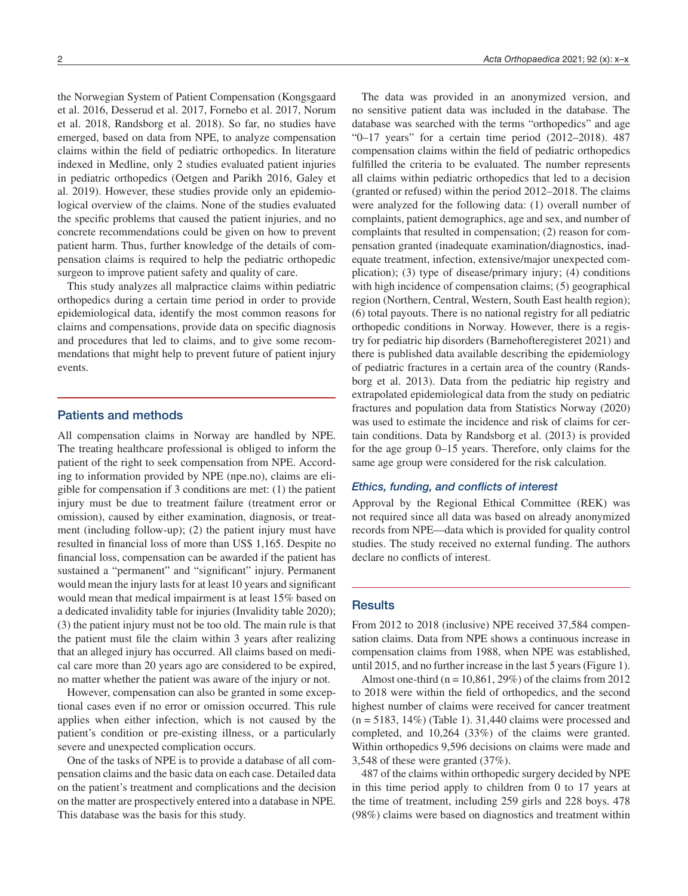the Norwegian System of Patient Compensation (Kongsgaard et al. 2016, Desserud et al. 2017, Fornebo et al. 2017, Norum et al. 2018, Randsborg et al. 2018). So far, no studies have emerged, based on data from NPE, to analyze compensation claims within the field of pediatric orthopedics. In literature indexed in Medline, only 2 studies evaluated patient injuries in pediatric orthopedics (Oetgen and Parikh 2016, Galey et al. 2019). However, these studies provide only an epidemiological overview of the claims. None of the studies evaluated the specific problems that caused the patient injuries, and no concrete recommendations could be given on how to prevent patient harm. Thus, further knowledge of the details of compensation claims is required to help the pediatric orthopedic surgeon to improve patient safety and quality of care.

This study analyzes all malpractice claims within pediatric orthopedics during a certain time period in order to provide epidemiological data, identify the most common reasons for claims and compensations, provide data on specific diagnosis and procedures that led to claims, and to give some recommendations that might help to prevent future of patient injury events.

## Patients and methods

All compensation claims in Norway are handled by NPE. The treating healthcare professional is obliged to inform the patient of the right to seek compensation from NPE. According to information provided by NPE (npe.no), claims are eligible for compensation if 3 conditions are met: (1) the patient injury must be due to treatment failure (treatment error or omission), caused by either examination, diagnosis, or treatment (including follow-up); (2) the patient injury must have resulted in financial loss of more than US$ 1,165. Despite no financial loss, compensation can be awarded if the patient has sustained a "permanent" and "significant" injury. Permanent would mean the injury lasts for at least 10 years and significant would mean that medical impairment is at least 15% based on a dedicated invalidity table for injuries (Invalidity table 2020); (3) the patient injury must not be too old. The main rule is that the patient must file the claim within 3 years after realizing that an alleged injury has occurred. All claims based on medical care more than 20 years ago are considered to be expired, no matter whether the patient was aware of the injury or not.

However, compensation can also be granted in some exceptional cases even if no error or omission occurred. This rule applies when either infection, which is not caused by the patient's condition or pre-existing illness, or a particularly severe and unexpected complication occurs.

One of the tasks of NPE is to provide a database of all compensation claims and the basic data on each case. Detailed data on the patient's treatment and complications and the decision on the matter are prospectively entered into a database in NPE. This database was the basis for this study.

The data was provided in an anonymized version, and no sensitive patient data was included in the database. The database was searched with the terms "orthopedics" and age "0–17 years" for a certain time period (2012–2018). 487 compensation claims within the field of pediatric orthopedics fulfilled the criteria to be evaluated. The number represents all claims within pediatric orthopedics that led to a decision (granted or refused) within the period 2012–2018. The claims were analyzed for the following data: (1) overall number of complaints, patient demographics, age and sex, and number of complaints that resulted in compensation; (2) reason for compensation granted (inadequate examination/diagnostics, inadequate treatment, infection, extensive/major unexpected complication); (3) type of disease/primary injury; (4) conditions with high incidence of compensation claims; (5) geographical region (Northern, Central, Western, South East health region); (6) total payouts. There is no national registry for all pediatric orthopedic conditions in Norway. However, there is a registry for pediatric hip disorders (Barnehofteregisteret 2021) and there is published data available describing the epidemiology of pediatric fractures in a certain area of the country (Randsborg et al. 2013). Data from the pediatric hip registry and extrapolated epidemiological data from the study on pediatric fractures and population data from Statistics Norway (2020) was used to estimate the incidence and risk of claims for certain conditions. Data by Randsborg et al. (2013) is provided for the age group 0–15 years. Therefore, only claims for the same age group were considered for the risk calculation.

### *Ethics, funding, and conflicts of interest*

Approval by the Regional Ethical Committee (REK) was not required since all data was based on already anonymized records from NPE—data which is provided for quality control studies. The study received no external funding. The authors declare no conflicts of interest.

## Results

From 2012 to 2018 (inclusive) NPE received 37,584 compensation claims. Data from NPE shows a continuous increase in compensation claims from 1988, when NPE was established, until 2015, and no further increase in the last 5 years (Figure 1).

Almost one-third (n = 10,861, 29%) of the claims from 2012 to 2018 were within the field of orthopedics, and the second highest number of claims were received for cancer treatment (n = 5183, 14%) (Table 1). 31,440 claims were processed and completed, and 10,264 (33%) of the claims were granted. Within orthopedics 9,596 decisions on claims were made and 3,548 of these were granted (37%).

487 of the claims within orthopedic surgery decided by NPE in this time period apply to children from 0 to 17 years at the time of treatment, including 259 girls and 228 boys. 478 (98%) claims were based on diagnostics and treatment within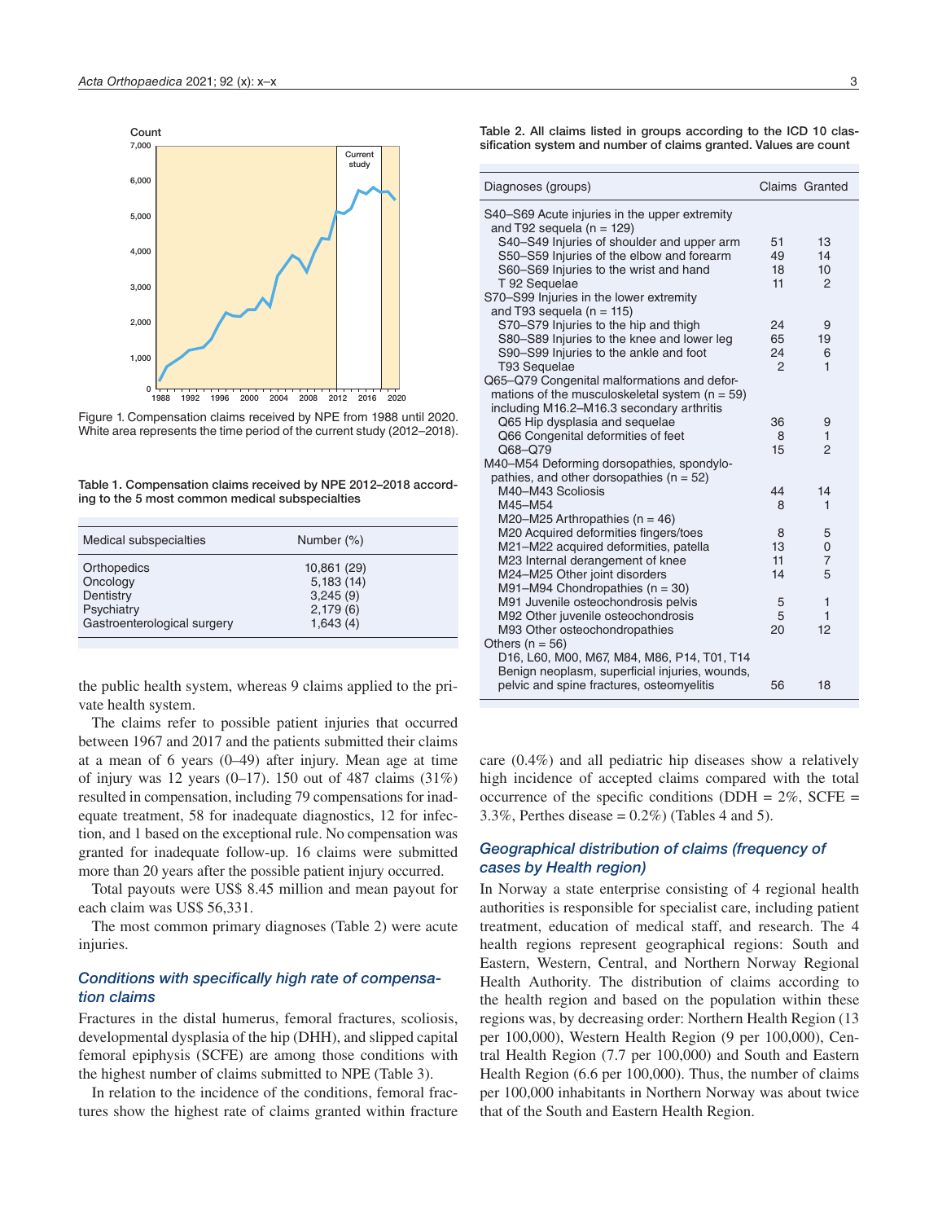Figure 1. Compensation claims received by NPE from 1988 until 2020. White area represents the time period of the current study (2012–2018).

Table 1. Compensation claims received by NPE 2012–2018 according to the 5 most common medical subspecialties

| Medical subspecialties | Number (%) |
|---|---|
| Orthopedics | 10,861 (29) |
| Oncology | 5,183 (14) |
| Dentistry | 3,245 (9) |
| Psychiatry | 2,179 (6) |
| Gastroenterological surgery | 1,643 (4) |

the public health system, whereas 9 claims applied to the private health system.

The claims refer to possible patient injuries that occurred between 1967 and 2017 and the patients submitted their claims at a mean of 6 years (0–49) after injury. Mean age at time of injury was 12 years (0–17). 150 out of 487 claims (31%) resulted in compensation, including 79 compensations for inadequate treatment, 58 for inadequate diagnostics, 12 for infection, and 1 based on the exceptional rule. No compensation was granted for inadequate follow-up. 16 claims were submitted more than 20 years after the possible patient injury occurred.

Total payouts were US$ 8.45 million and mean payout for each claim was US$ 56,331.

The most common primary diagnoses (Table 2) were acute injuries.

### *Conditions with specifically high rate of compensation claims*

Fractures in the distal humerus, femoral fractures, scoliosis, developmental dysplasia of the hip (DHH), and slipped capital femoral epiphysis (SCFE) are among those conditions with the highest number of claims submitted to NPE (Table 3).

In relation to the incidence of the conditions, femoral fractures show the highest rate of claims granted within fracture care (0.4%) and all pediatric hip diseases show a relatively high incidence of accepted claims compared with the total occurrence of the specific conditions (DDH = 2%, SCFE = 3.3%, Perthes disease = 0.2%) (Tables 4 and 5).

Table 2. All claims listed in groups according to the ICD 10 classification system and number of claims granted. Values are count

| Diagnoses (groups) | Claims | Granted |
|---|---|---|
| S40–S69 Acute injuries in the upper extremity and T92 sequela (n = 129) | | |
| S40–S49 Injuries of shoulder and upper arm | 51 | 13 |
| S50–S59 Injuries of the elbow and forearm | 49 | 14 |
| S60–S69 Injuries to the wrist and hand | 18 | 10 |
| T 92 Sequelae | 11 | 2 |
| S70–S99 Injuries in the lower extremity and T93 sequela (n = 115) | | |
| S70–S79 Injuries to the hip and thigh | 24 | 9 |
| S80–S89 Injuries to the knee and lower leg | 65 | 19 |
| S90–S99 Injuries to the ankle and foot | 24 | 6 |
| T93 Sequelae | 2 | 1 |
| Q65–Q79 Congenital malformations and deformations of the musculoskeletal system (n = 59) including M16.2–M16.3 secondary arthritis | | |
| Q65 Hip dysplasia and sequelae | 36 | 9 |
| Q66 Congenital deformities of feet | 8 | 1 |
| Q68–Q79 | 15 | 2 |
| M40–M54 Deforming dorsopathies, spondylopathies, and other dorsopathies (n = 52) | | |
| M40–M43 Scoliosis | 44 | 14 |
| M45–M54 | 8 | 1 |
| M20–M25 Arthropathies (n = 46) | | |
| M20 Acquired deformities fingers/toes | 8 | 5 |
| M21–M22 acquired deformities, patella | 13 | 0 |
| M23 Internal derangement of knee | 11 | 7 |
| M24–M25 Other joint disorders | 14 | 5 |
| M91–M94 Chondropathies (n = 30) | | |
| M91 Juvenile osteochondrosis pelvis | 5 | 1 |
| M92 Other juvenile osteochondrosis | 5 | 1 |
| M93 Other osteochondropathies | 20 | 12 |
| Others (n = 56) | | |
| D16, L60, M00, M67, M84, M86, P14, T01, T14 Benign neoplasm, superficial injuries, wounds, pelvic and spine fractures, osteomyelitis | 56 | 18 |

### *Geographical distribution of claims (frequency of cases by Health region)*

In Norway a state enterprise consisting of 4 regional health authorities is responsible for specialist care, including patient treatment, education of medical staff, and research. The 4 health regions represent geographical regions: South and Eastern, Western, Central, and Northern Norway Regional Health Authority. The distribution of claims according to the health region and based on the population within these regions was, by decreasing order: Northern Health Region (13 per 100,000), Western Health Region (9 per 100,000), Central Health Region (7.7 per 100,000) and South and Eastern Health Region (6.6 per 100,000). Thus, the number of claims per 100,000 inhabitants in Northern Norway was about twice that of the South and Eastern Health Region.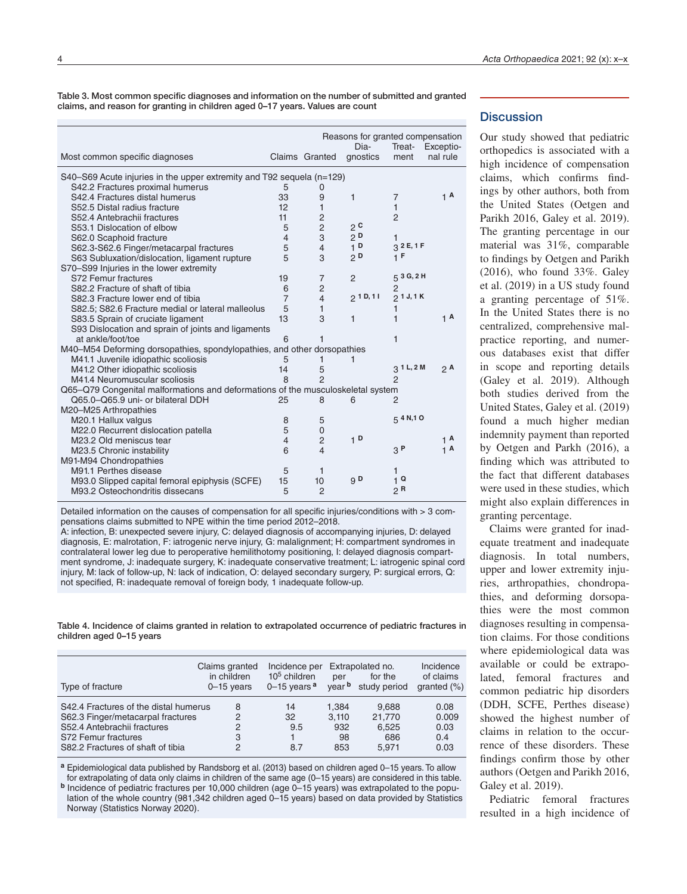Table 3. Most common specific diagnoses and information on the number of submitted and granted claims, and reason for granting in children aged 0–17 years. Values are count

| Most common specific diagnoses | Claims | Granted | Reasons for granted compensation: Dia-gnostics | Treat-ment | Exceptio-nal rule |
|---|---|---|---|---|---|
| S40–S69 Acute injuries in the upper extremity and T92 sequela (n=129) | | | | | |
| S42.2 Fractures proximal humerus | 5 | 0 | | | |
| S42.4 Fractures distal humerus | 33 | 9 | 1 | 7 | 1 A |
| S52.5 Distal radius fracture | 12 | 1 | | 1 | |
| S52.4 Antebrachii fractures | 11 | 2 | | 2 | |
| S53.1 Dislocation of elbow | 5 | 2 | 2 C | | |
| S62.0 Scaphoid fracture | 4 | 3 | 2 D | 1 | |
| S62.3-S62.6 Finger/metacarpal fractures | 5 | 4 | 1 D | 3 2 E, 1 F | |
| S63 Subluxation/dislocation, ligament rupture | 5 | 3 | 2 D | 1 F | |
| S70–S99 Injuries in the lower extremity | | | | | |
| S72 Femur fractures | 19 | 7 | 2 | 5 3 G, 2 H | |
| S82.2 Fracture of shaft of tibia | 6 | 2 | | 2 | |
| S82.3 Fracture lower end of tibia | 7 | 4 | 2 1 D, 1 I | 2 1 J, 1 K | |
| S82.5; S82.6 Fracture medial or lateral malleolus | 5 | 1 | | 1 | |
| S83.5 Sprain of cruciate ligament | 13 | 3 | 1 | 1 | 1 A |
| S93 Dislocation and sprain of joints and ligaments at ankle/foot/toe | 6 | 1 | | 1 | |
| M40–M54 Deforming dorsopathies, spondylopathies, and other dorsopathies | | | | | |
| M41.1 Juvenile idiopathic scoliosis | 5 | 1 | 1 | | |
| M41.2 Other idiopathic scoliosis | 14 | 5 | | 3 1 L, 2 M | 2 A |
| M41.4 Neuromuscular scoliosis | 8 | 2 | | 2 | |
| Q65–Q79 Congenital malformations and deformations of the musculoskeletal system | | | | | |
| Q65.0–Q65.9 uni- or bilateral DDH | 25 | 8 | 6 | 2 | |
| M20–M25 Arthropathies | | | | | |
| M20.1 Hallux valgus | 8 | 5 | | 5 4 N, 1 O | |
| M22.0 Recurrent dislocation patella | 5 | 0 | | | |
| M23.2 Old meniscus tear | 4 | 2 | 1 D | | 1 A |
| M23.5 Chronic instability | 6 | 4 | | 3 P | 1 A |
| M91-M94 Chondropathies | | | | | |
| M91.1 Perthes disease | 5 | 1 | | 1 | |
| M93.0 Slipped capital femoral epiphysis (SCFE) | 15 | 10 | 9 D | 1 Q | |
| M93.2 Osteochondritis dissecans | 5 | 2 | | 2 R | |

Detailed information on the causes of compensation for all specific injuries/conditions with > 3 compensations claims submitted to NPE within the time period 2012–2018.
A: infection, B: unexpected severe injury, C: delayed diagnosis of accompanying injuries, D: delayed diagnosis, E: malrotation, F: iatrogenic nerve injury, G: malalignment; H: compartment syndromes in contralateral lower leg due to peroperative hemilithotomy positioning, I: delayed diagnosis compartment syndrome, J: inadequate surgery, K: inadequate conservative treatment; L: iatrogenic spinal cord injury, M: lack of follow-up, N: lack of indication, O: delayed secondary surgery, P: surgical errors, Q: not specified, R: inadequate removal of foreign body, 1 inadequate follow-up.

Table 4. Incidence of claims granted in relation to extrapolated occurrence of pediatric fractures in children aged 0–15 years

| Type of fracture | Claims granted in children 0–15 years | Incidence per $10^5$ children 0–15 years [a] | Extrapolated no. per year [b] | Extrapolated no. for the study period | Incidence of claims granted (%) |
|---|---|---|---|---|---|
| S42.4 Fractures of the distal humerus | 8 | 14 | 1,384 | 9,688 | 0.08 |
| S62.3 Finger/metacarpal fractures | 2 | 32 | 3,110 | 21,770 | 0.009 |
| S52.4 Antebrachii fractures | 2 | 9.5 | 932 | 6,525 | 0.03 |
| S72 Femur fractures | 3 | 1 | 98 | 686 | 0.4 |
| S82.2 Fractures of shaft of tibia | 2 | 8.7 | 853 | 5,971 | 0.03 |

[a] Epidemiological data published by Randsborg et al. (2013) based on children aged 0–15 years. To allow for extrapolating of data only claims in children of the same age (0–15 years) are considered in this table.
[b] Incidence of pediatric fractures per 10,000 children (age 0–15 years) was extrapolated to the population of the whole country (981,342 children aged 0–15 years) based on data provided by Statistics Norway (Statistics Norway 2020).

## Discussion

Our study showed that pediatric orthopedics is associated with a high incidence of compensation claims, which confirms findings by other authors, both from the United States (Oetgen and Parikh 2016, Galey et al. 2019). The granting percentage in our material was 31%, comparable to findings by Oetgen and Parikh (2016), who found 33%. Galey et al. (2019) in a US study found a granting percentage of 51%. In the United States there is no centralized, comprehensive malpractice reporting, and numerous databases exist that differ in scope and reporting details (Galey et al. 2019). Although both studies derived from the United States, Galey et al. (2019) found a much higher median indemnity payment than reported by Oetgen and Parkh (2016), a finding which was attributed to the fact that different databases were used in these studies, which might also explain differences in granting percentage.

Claims were granted for inadequate treatment and inadequate diagnosis. In total numbers, upper and lower extremity injuries, arthropathies, chondropathies, and deforming dorsopathies were the most common diagnoses resulting in compensation claims. For those conditions where epidemiological data was available or could be extrapolated, femoral fractures and common pediatric hip disorders (DDH, SCFE, Perthes disease) showed the highest number of claims in relation to the occurrence of these disorders. These findings confirm those by other authors (Oetgen and Parikh 2016, Galey et al. 2019).

Pediatric femoral fractures resulted in a high incidence of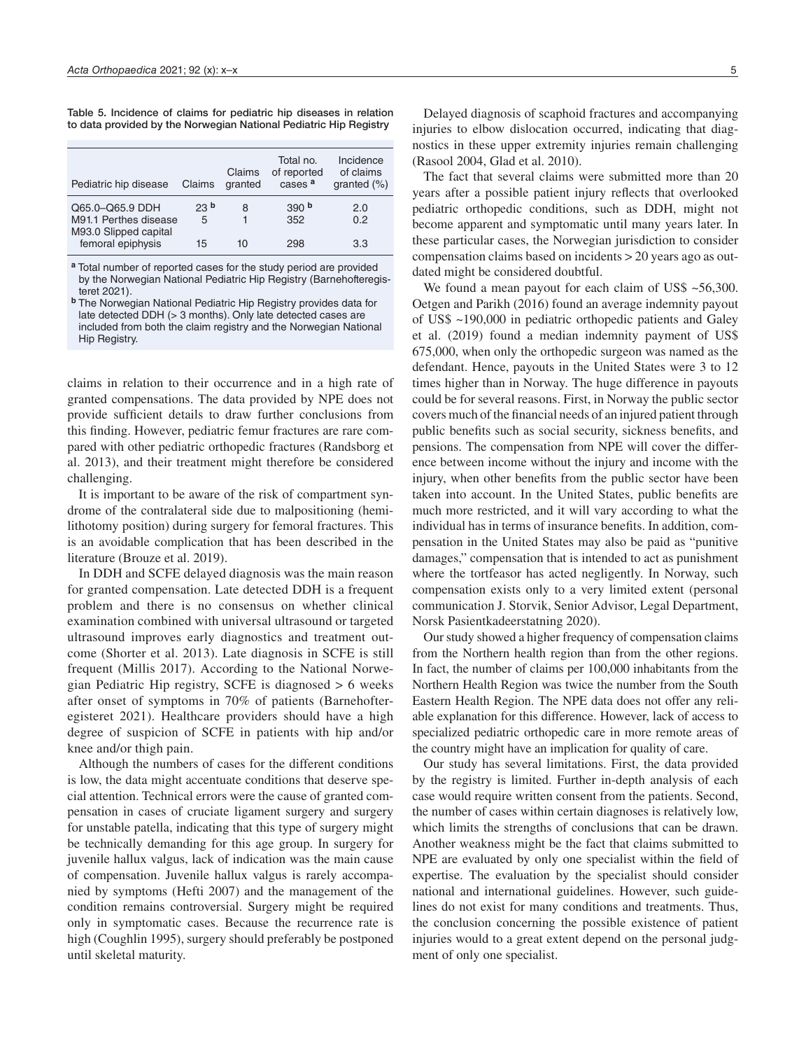Table 5. Incidence of claims for pediatric hip diseases in relation to data provided by the Norwegian National Pediatric Hip Registry

| Pediatric hip disease | Claims | Claims granted | Total no. of reported cases [a] | Incidence of claims granted (%) |
|---|---|---|---|---|
| Q65.0–Q65.9 DDH | 23 [b] | 8 | 390 [b] | 2.0 |
| M91.1 Perthes disease | 5 | 1 | 352 | 0.2 |
| M93.0 Slipped capital femoral epiphysis | 15 | 10 | 298 | 3.3 |

[a] Total number of reported cases for the study period are provided by the Norwegian National Pediatric Hip Registry (Barnehofteregisteret 2021).

[b] The Norwegian National Pediatric Hip Registry provides data for late detected DDH (> 3 months). Only late detected cases are included from both the claim registry and the Norwegian National Hip Registry.

claims in relation to their occurrence and in a high rate of granted compensations. The data provided by NPE does not provide sufficient details to draw further conclusions from this finding. However, pediatric femur fractures are rare compared with other pediatric orthopedic fractures (Randsborg et al. 2013), and their treatment might therefore be considered challenging.

It is important to be aware of the risk of compartment syndrome of the contralateral side due to malpositioning (hemilithotomy position) during surgery for femoral fractures. This is an avoidable complication that has been described in the literature (Brouze et al. 2019).

In DDH and SCFE delayed diagnosis was the main reason for granted compensation. Late detected DDH is a frequent problem and there is no consensus on whether clinical examination combined with universal ultrasound or targeted ultrasound improves early diagnostics and treatment outcome (Shorter et al. 2013). Late diagnosis in SCFE is still frequent (Millis 2017). According to the National Norwegian Pediatric Hip registry, SCFE is diagnosed > 6 weeks after onset of symptoms in 70% of patients (Barnehofteregisteret 2021). Healthcare providers should have a high degree of suspicion of SCFE in patients with hip and/or knee and/or thigh pain.

Although the numbers of cases for the different conditions is low, the data might accentuate conditions that deserve special attention. Technical errors were the cause of granted compensation in cases of cruciate ligament surgery and surgery for unstable patella, indicating that this type of surgery might be technically demanding for this age group. In surgery for juvenile hallux valgus, lack of indication was the main cause of compensation. Juvenile hallux valgus is rarely accompanied by symptoms (Hefti 2007) and the management of the condition remains controversial. Surgery might be required only in symptomatic cases. Because the recurrence rate is high (Coughlin 1995), surgery should preferably be postponed until skeletal maturity.

Delayed diagnosis of scaphoid fractures and accompanying injuries to elbow dislocation occurred, indicating that diagnostics in these upper extremity injuries remain challenging (Rasool 2004, Glad et al. 2010).

The fact that several claims were submitted more than 20 years after a possible patient injury reflects that overlooked pediatric orthopedic conditions, such as DDH, might not become apparent and symptomatic until many years later. In these particular cases, the Norwegian jurisdiction to consider compensation claims based on incidents > 20 years ago as outdated might be considered doubtful.

We found a mean payout for each claim of US$ ~56,300. Oetgen and Parikh (2016) found an average indemnity payout of US$ ~190,000 in pediatric orthopedic patients and Galey et al. (2019) found a median indemnity payment of US$ 675,000, when only the orthopedic surgeon was named as the defendant. Hence, payouts in the United States were 3 to 12 times higher than in Norway. The huge difference in payouts could be for several reasons. First, in Norway the public sector covers much of the financial needs of an injured patient through public benefits such as social security, sickness benefits, and pensions. The compensation from NPE will cover the difference between income without the injury and income with the injury, when other benefits from the public sector have been taken into account. In the United States, public benefits are much more restricted, and it will vary according to what the individual has in terms of insurance benefits. In addition, compensation in the United States may also be paid as "punitive damages," compensation that is intended to act as punishment where the tortfeasor has acted negligently. In Norway, such compensation exists only to a very limited extent (personal communication J. Storvik, Senior Advisor, Legal Department, Norsk Pasientkadeerstatning 2020).

Our study showed a higher frequency of compensation claims from the Northern health region than from the other regions. In fact, the number of claims per 100,000 inhabitants from the Northern Health Region was twice the number from the South Eastern Health Region. The NPE data does not offer any reliable explanation for this difference. However, lack of access to specialized pediatric orthopedic care in more remote areas of the country might have an implication for quality of care.

Our study has several limitations. First, the data provided by the registry is limited. Further in-depth analysis of each case would require written consent from the patients. Second, the number of cases within certain diagnoses is relatively low, which limits the strengths of conclusions that can be drawn. Another weakness might be the fact that claims submitted to NPE are evaluated by only one specialist within the field of expertise. The evaluation by the specialist should consider national and international guidelines. However, such guidelines do not exist for many conditions and treatments. Thus, the conclusion concerning the possible existence of patient injuries would to a great extent depend on the personal judgment of only one specialist.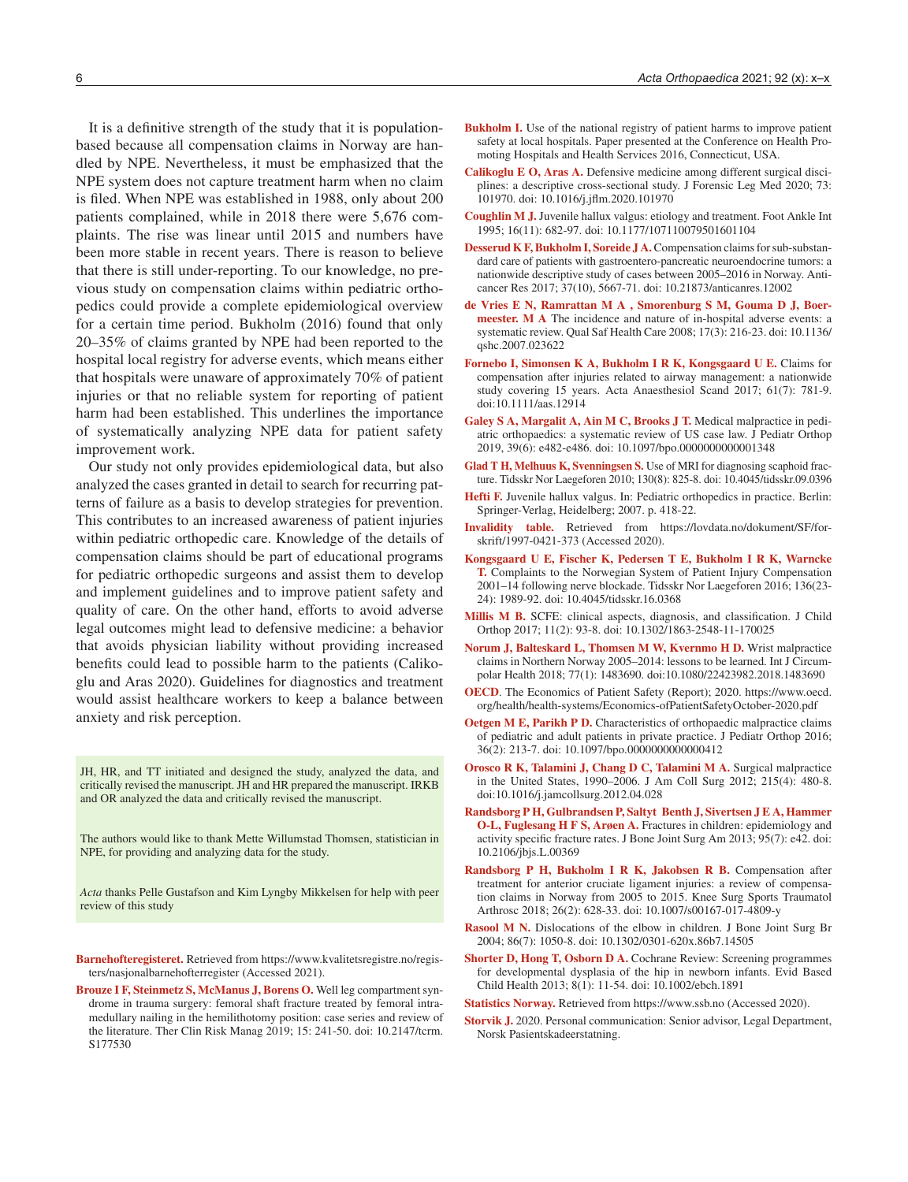It is a definitive strength of the study that it is population-based because all compensation claims in Norway are handled by NPE. Nevertheless, it must be emphasized that the NPE system does not capture treatment harm when no claim is filed. When NPE was established in 1988, only about 200 patients complained, while in 2018 there were 5,676 complaints. The rise was linear until 2015 and numbers have been more stable in recent years. There is reason to believe that there is still under-reporting. To our knowledge, no previous study on compensation claims within pediatric orthopedics could provide a complete epidemiological overview for a certain time period. Bukholm (2016) found that only 20–35% of claims granted by NPE had been reported to the hospital local registry for adverse events, which means either that hospitals were unaware of approximately 70% of patient injuries or that no reliable system for reporting of patient harm had been established. This underlines the importance of systematically analyzing NPE data for patient safety improvement work.

Our study not only provides epidemiological data, but also analyzed the cases granted in detail to search for recurring patterns of failure as a basis to develop strategies for prevention. This contributes to an increased awareness of patient injuries within pediatric orthopedic care. Knowledge of the details of compensation claims should be part of educational programs for pediatric orthopedic surgeons and assist them to develop and implement guidelines and to improve patient safety and quality of care. On the other hand, efforts to avoid adverse legal outcomes might lead to defensive medicine: a behavior that avoids physician liability without providing increased benefits could lead to possible harm to the patients (Calikoglu and Aras 2020). Guidelines for diagnostics and treatment would assist healthcare workers to keep a balance between anxiety and risk perception.

JH, HR, and TT initiated and designed the study, analyzed the data, and critically revised the manuscript. JH and HR prepared the manuscript. IRKB and OR analyzed the data and critically revised the manuscript.

The authors would like to thank Mette Willumstad Thomsen, statistician in NPE, for providing and analyzing data for the study.

*Acta* thanks Pelle Gustafson and Kim Lyngby Mikkelsen for help with peer review of this study

**Barnehofteregisteret.** Retrieved from https://www.kvalitetsregistre.no/registers/nasjonalbarnehofterregister (Accessed 2021).

**Brouze I F, Steinmetz S, McManus J, Borens O.** Well leg compartment syndrome in trauma surgery: femoral shaft fracture treated by femoral intramedullary nailing in the hemilithotomy position: case series and review of the literature. Ther Clin Risk Manag 2019; 15: 241-50. doi: 10.2147/tcrm.S177530

**Bukholm I.** Use of the national registry of patient harms to improve patient safety at local hospitals. Paper presented at the Conference on Health Promoting Hospitals and Health Services 2016, Connecticut, USA.

**Calikoglu E O, Aras A.** Defensive medicine among different surgical disciplines: a descriptive cross-sectional study. J Forensic Leg Med 2020; 73: 101970. doi: 10.1016/j.jflm.2020.101970

**Coughlin M J.** Juvenile hallux valgus: etiology and treatment. Foot Ankle Int 1995; 16(11): 682-97. doi: 10.1177/107110079501601104

**Desserud K F, Bukholm I, Soreide J A.** Compensation claims for sub-substandard care of patients with gastroentero-pancreatic neuroendocrine tumors: a nationwide descriptive study of cases between 2005–2016 in Norway. Anticancer Res 2017; 37(10), 5667-71. doi: 10.21873/anticanres.12002

**de Vries E N, Ramrattan M A , Smorenburg S M, Gouma D J, Boermeester. M A** The incidence and nature of in-hospital adverse events: a systematic review. Qual Saf Health Care 2008; 17(3): 216-23. doi: 10.1136/qshc.2007.023622

**Fornebo I, Simonsen K A, Bukholm I R K, Kongsgaard U E.** Claims for compensation after injuries related to airway management: a nationwide study covering 15 years. Acta Anaesthesiol Scand 2017; 61(7): 781-9. doi:10.1111/aas.12914

**Galey S A, Margalit A, Ain M C, Brooks J T.** Medical malpractice in pediatric orthopaedics: a systematic review of US case law. J Pediatr Orthop 2019, 39(6): e482-e486. doi: 10.1097/bpo.0000000000001348

**Glad T H, Melhuus K, Svenningsen S.** Use of MRI for diagnosing scaphoid fracture. Tidsskr Nor Laegeforen 2010; 130(8): 825-8. doi: 10.4045/tidsskr.09.0396

**Hefti F.** Juvenile hallux valgus. In: Pediatric orthopedics in practice. Berlin: Springer-Verlag, Heidelberg; 2007. p. 418-22.

**Invalidity table.** Retrieved from https://lovdata.no/dokument/SF/forskrift/1997-0421-373 (Accessed 2020).

**Kongsgaard U E, Fischer K, Pedersen T E, Bukholm I R K, Warncke T.** Complaints to the Norwegian System of Patient Injury Compensation 2001–14 following nerve blockade. Tidsskr Nor Laegeforen 2016; 136(23-24): 1989-92. doi: 10.4045/tidsskr.16.0368

**Millis M B.** SCFE: clinical aspects, diagnosis, and classification. J Child Orthop 2017; 11(2): 93-8. doi: 10.1302/1863-2548-11-170025

**Norum J, Balteskard L, Thomsen M W, Kvernmo H D.** Wrist malpractice claims in Northern Norway 2005–2014: lessons to be learned. Int J Circumpolar Health 2018; 77(1): 1483690. doi:10.1080/22423982.2018.1483690

**OECD.** The Economics of Patient Safety (Report); 2020. https://www.oecd.org/health/health-systems/Economics-ofPatientSafetyOctober-2020.pdf

**Oetgen M E, Parikh P D.** Characteristics of orthopaedic malpractice claims of pediatric and adult patients in private practice. J Pediatr Orthop 2016; 36(2): 213-7. doi: 10.1097/bpo.0000000000000412

**Orosco R K, Talamini J, Chang D C, Talamini M A.** Surgical malpractice in the United States, 1990–2006. J Am Coll Surg 2012; 215(4): 480-8. doi:10.1016/j.jamcollsurg.2012.04.028

**Randsborg P H, Gulbrandsen P, Saltyt Benth J, Sivertsen J E A, Hammer O-L, Fuglesang H F S, Arøen A.** Fractures in children: epidemiology and activity specific fracture rates. J Bone Joint Surg Am 2013; 95(7): e42. doi: 10.2106/jbjs.L.00369

**Randsborg P H, Bukholm I R K, Jakobsen R B.** Compensation after treatment for anterior cruciate ligament injuries: a review of compensation claims in Norway from 2005 to 2015. Knee Surg Sports Traumatol Arthrosc 2018; 26(2): 628-33. doi: 10.1007/s00167-017-4809-y

**Rasool M N.** Dislocations of the elbow in children. J Bone Joint Surg Br 2004; 86(7): 1050-8. doi: 10.1302/0301-620x.86b7.14505

**Shorter D, Hong T, Osborn D A.** Cochrane Review: Screening programmes for developmental dysplasia of the hip in newborn infants. Evid Based Child Health 2013; 8(1): 11-54. doi: 10.1002/ebch.1891

**Statistics Norway.** Retrieved from https://www.ssb.no (Accessed 2020).

**Storvik J.** 2020. Personal communication: Senior advisor, Legal Department, Norsk Pasientskadeerstatning.